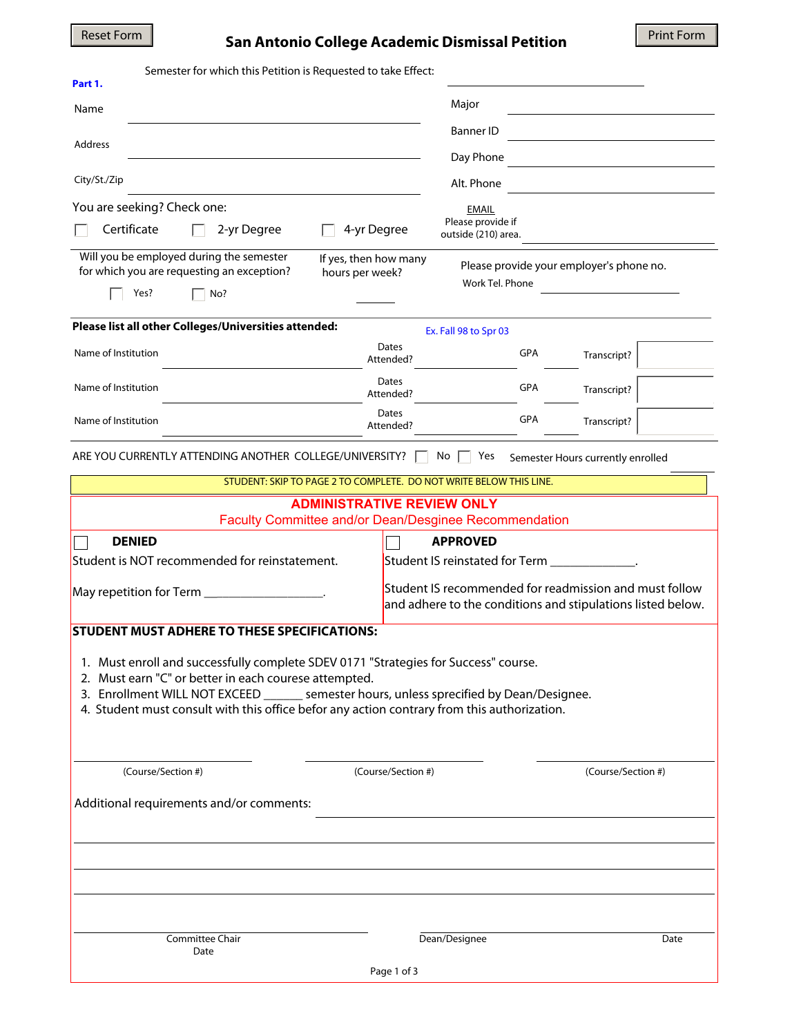Reset Form | Print Form

# San Antonio College Academic Dismissal Petition

**Part 1.**

Semester for which this Petition is Requested to take Effect: ______________________

Name ______________________ Major ______________________

Address ______________________ Banner ID ______________________

City/St./Zip ______________________ Day Phone ______________________

Alt. Phone ______________________

You are seeking? Check one:

☐ Certificate ☐ 2-yr Degree ☐ 4-yr Degree

EMAIL
Please provide if outside (210) area. ______________________

Will you be employed during the semester for which you are requesting an exception?

☐ Yes? ☐ No?

If yes, then how many hours per week? ______

Please provide your employer's phone no.

Work Tel. Phone ______________________

**Please list all other Colleges/Universities attended:** Ex. Fall 98 to Spr 03

| Name of Institution | Dates Attended? | GPA | Transcript? |
|---|---|---|---|
| | | | |
| | | | |
| | | | |

ARE YOU CURRENTLY ATTENDING ANOTHER COLLEGE/UNIVERSITY? ☐ No ☐ Yes Semester Hours currently enrolled ______

STUDENT: SKIP TO PAGE 2 TO COMPLETE. DO NOT WRITE BELOW THIS LINE.

## ADMINISTRATIVE REVIEW ONLY

Faculty Committee and/or Dean/Desginee Recommendation

☐ **DENIED**

Student is NOT recommended for reinstatement.

May repetition for Term __________________.

☐ **APPROVED**

Student IS reinstated for Term _____________.

Student IS recommended for readmission and must follow and adhere to the conditions and stipulations listed below.

**STUDENT MUST ADHERE TO THESE SPECIFICATIONS:**

1. Must enroll and successfully complete SDEV 0171 "Strategies for Success" course.
2. Must earn "C" or better in each courese attempted.
3. Enrollment WILL NOT EXCEED ______ semester hours, unless sprecified by Dean/Designee.
4. Student must consult with this office befor any action contrary from this authorization.

______________________ (Course/Section #) ______________________ (Course/Section #) ______________________ (Course/Section #)

Additional requirements and/or comments: ______________________

______________________

______________________

______________________

______________________ Committee Chair Date

______________________ Dean/Designee Date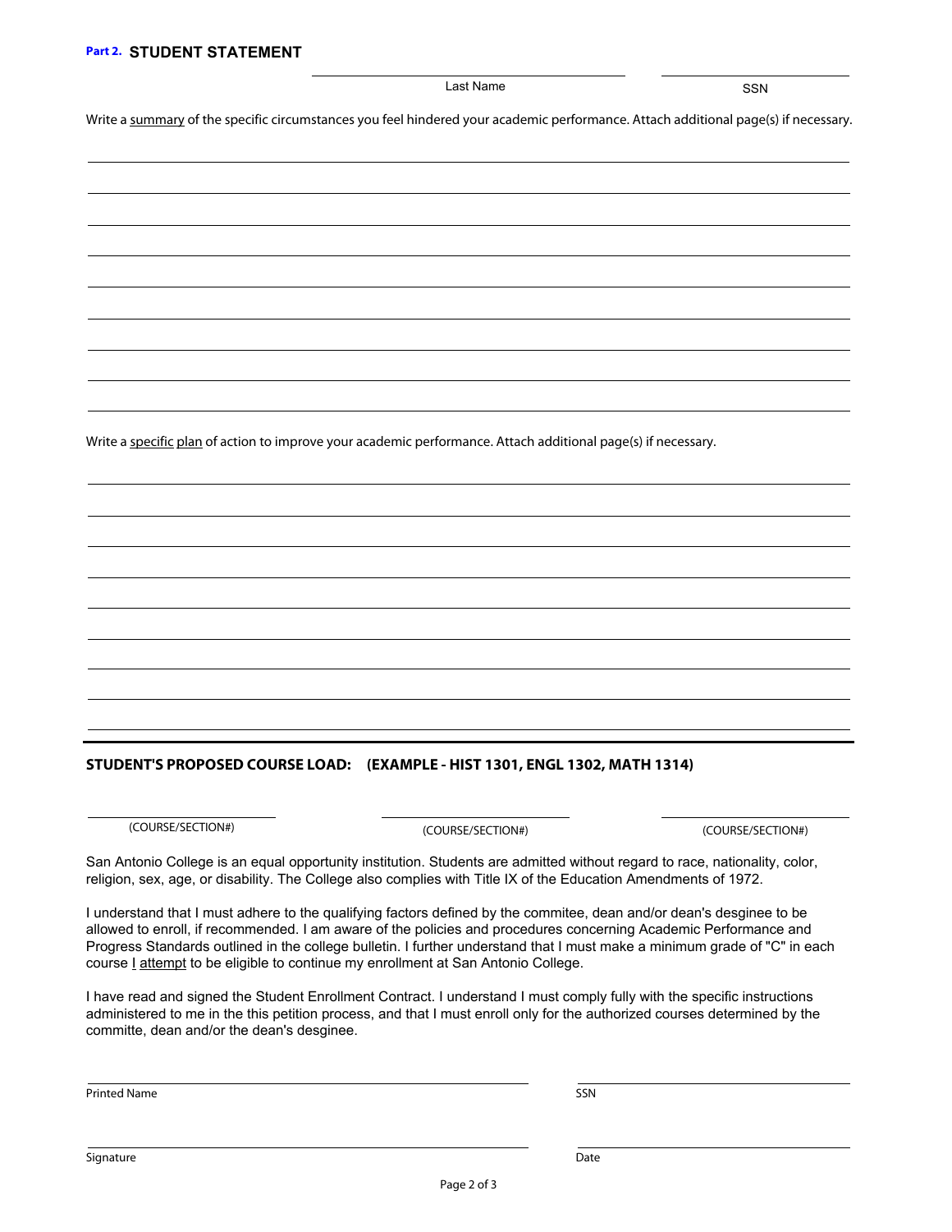## Part 2. STUDENT STATEMENT

Last Name ______________________ SSN ______________

Write a <u>summary</u> of the specific circumstances you feel hindered your academic performance. Attach additional page(s) if necessary.

Write a <u>specific plan</u> of action to improve your academic performance. Attach additional page(s) if necessary.

**STUDENT'S PROPOSED COURSE LOAD: (EXAMPLE - HIST 1301, ENGL 1302, MATH 1314)**

______________ (COURSE/SECTION#) ______________ (COURSE/SECTION#) ______________ (COURSE/SECTION#)

San Antonio College is an equal opportunity institution. Students are admitted without regard to race, nationality, color, religion, sex, age, or disability. The College also complies with Title IX of the Education Amendments of 1972.

I understand that I must adhere to the qualifying factors defined by the commitee, dean and/or dean's desginee to be allowed to enroll, if recommended. I am aware of the policies and procedures concerning Academic Performance and Progress Standards outlined in the college bulletin. I further understand that I must make a minimum grade of "C" in each course <u>I</u> <u>attempt</u> to be eligible to continue my enrollment at San Antonio College.

I have read and signed the Student Enrollment Contract. I understand I must comply fully with the specific instructions administered to me in the this petition process, and that I must enroll only for the authorized courses determined by the committe, dean and/or the dean's desginee.

Printed Name ______________________ SSN ______________

Signature ______________________ Date ______________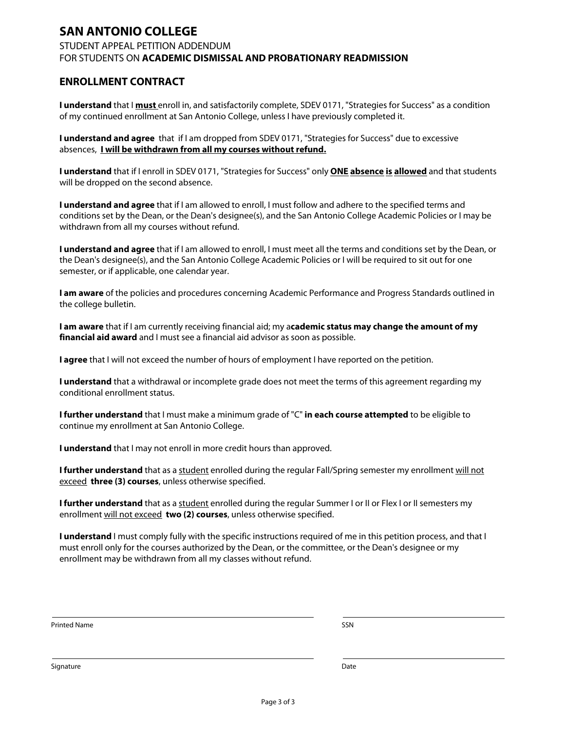# SAN ANTONIO COLLEGE

STUDENT APPEAL PETITION ADDENDUM
FOR STUDENTS ON **ACADEMIC DISMISSAL AND PROBATIONARY READMISSION**

## ENROLLMENT CONTRACT

**I understand** that I **must** enroll in, and satisfactorily complete, SDEV 0171, "Strategies for Success" as a condition of my continued enrollment at San Antonio College, unless I have previously completed it.

**I understand and agree** that if I am dropped from SDEV 0171, "Strategies for Success" due to excessive absences, **I will be withdrawn from all my courses without refund.**

**I understand** that if I enroll in SDEV 0171, "Strategies for Success" only **ONE absence is allowed** and that students will be dropped on the second absence.

**I understand and agree** that if I am allowed to enroll, I must follow and adhere to the specified terms and conditions set by the Dean, or the Dean's designee(s), and the San Antonio College Academic Policies or I may be withdrawn from all my courses without refund.

**I understand and agree** that if I am allowed to enroll, I must meet all the terms and conditions set by the Dean, or the Dean's designee(s), and the San Antonio College Academic Policies or I will be required to sit out for one semester, or if applicable, one calendar year.

**I am aware** of the policies and procedures concerning Academic Performance and Progress Standards outlined in the college bulletin.

**I am aware** that if I am currently receiving financial aid; my a**cademic status may change the amount of my financial aid award** and I must see a financial aid advisor as soon as possible.

**I agree** that I will not exceed the number of hours of employment I have reported on the petition.

**I understand** that a withdrawal or incomplete grade does not meet the terms of this agreement regarding my conditional enrollment status.

**I further understand** that I must make a minimum grade of "C" **in each course attempted** to be eligible to continue my enrollment at San Antonio College.

**I understand** that I may not enroll in more credit hours than approved.

**I further understand** that as a student enrolled during the regular Fall/Spring semester my enrollment will not exceed **three (3) courses**, unless otherwise specified.

**I further understand** that as a student enrolled during the regular Summer I or II or Flex I or II semesters my enrollment will not exceed **two (2) courses**, unless otherwise specified.

**I understand** I must comply fully with the specific instructions required of me in this petition process, and that I must enroll only for the courses authorized by the Dean, or the committee, or the Dean's designee or my enrollment may be withdrawn from all my classes without refund.

Printed Name ______________________ SSN ______________________

Signature ______________________ Date ______________________